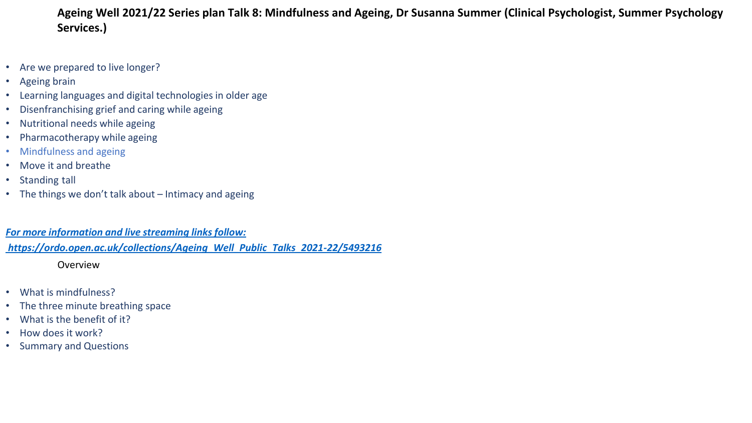**Ageing Well 2021/22 Series plan Talk 8: Mindfulness and Ageing, Dr Susanna Summer (Clinical Psychologist, Summer Psychology Services.)**

- Are we prepared to live longer?
- Ageing brain
- Learning languages and digital technologies in older age
- Disenfranchising grief and caring while ageing
- Nutritional needs while ageing
- Pharmacotherapy while ageing
- Mindfulness and ageing
- Move it and breathe
- Standing tall
- The things we don't talk about – Intimacy and ageing

***For more information and live streaming links follow:***

***https://ordo.open.ac.uk/collections/Ageing_Well_Public_Talks_2021-22/5493216***

Overview

- What is mindfulness?
- The three minute breathing space
- What is the benefit of it?
- How does it work?
- Summary and Questions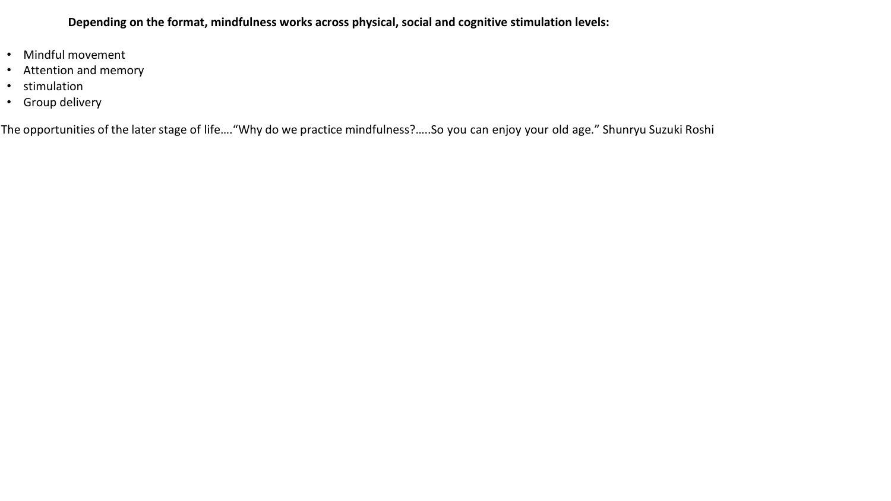**Depending on the format, mindfulness works across physical, social and cognitive stimulation levels:**

- Mindful movement
- Attention and memory
- stimulation
- Group delivery

The opportunities of the later stage of life….“Why do we practice mindfulness?…..So you can enjoy your old age.” Shunryu Suzuki Roshi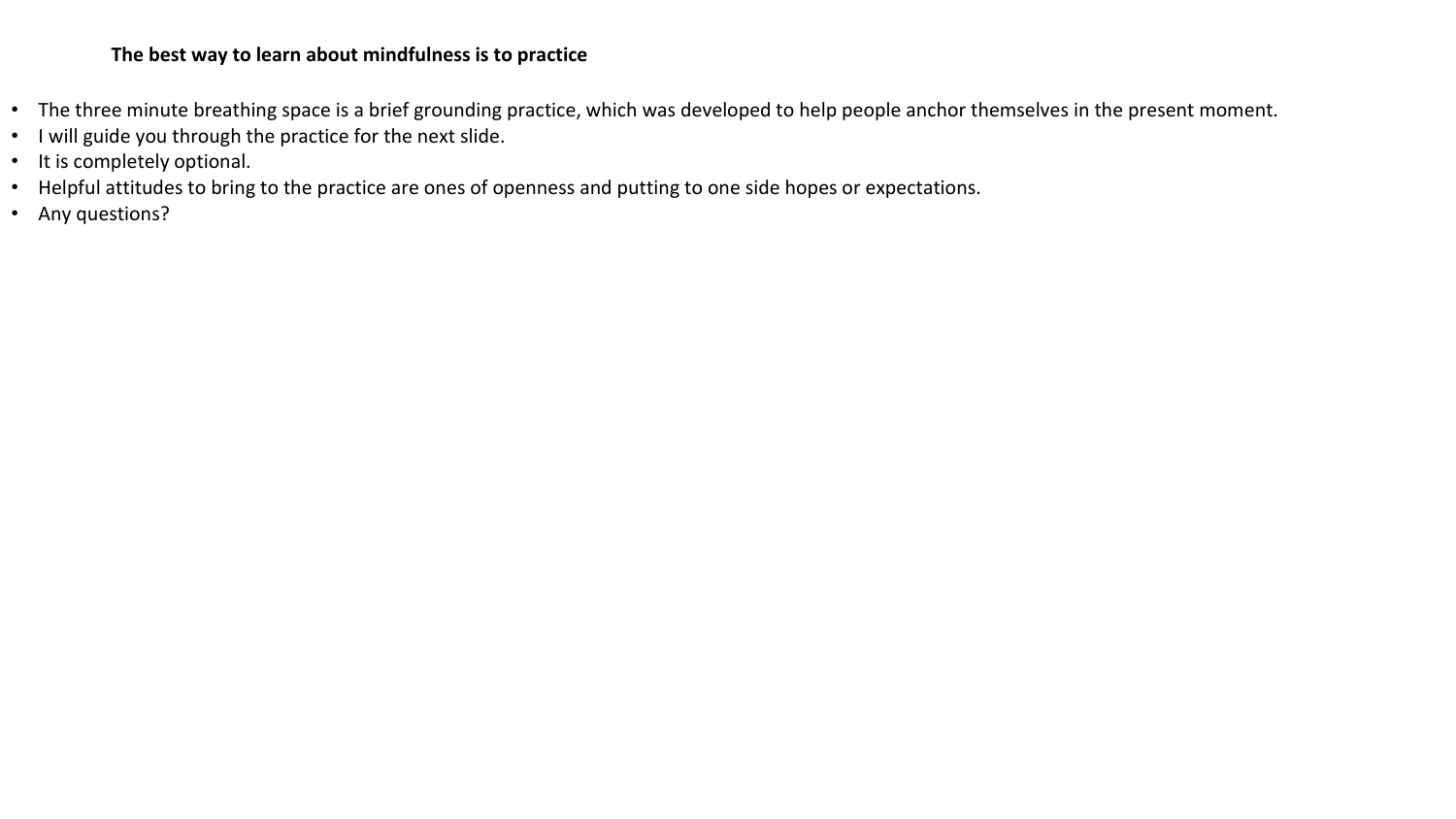**The best way to learn about mindfulness is to practice**

- The three minute breathing space is a brief grounding practice, which was developed to help people anchor themselves in the present moment.
- I will guide you through the practice for the next slide.
- It is completely optional.
- Helpful attitudes to bring to the practice are ones of openness and putting to one side hopes or expectations.
- Any questions?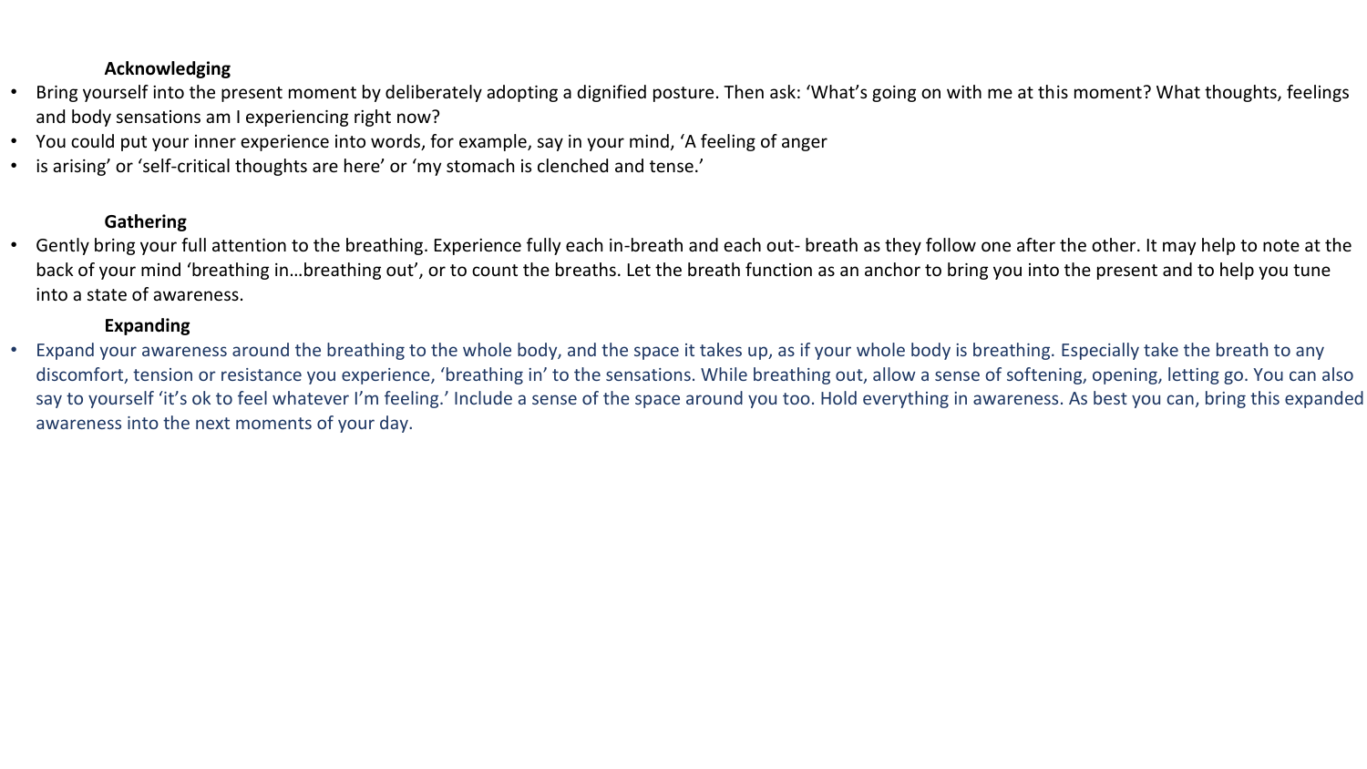**Acknowledging**

- Bring yourself into the present moment by deliberately adopting a dignified posture. Then ask: 'What's going on with me at this moment? What thoughts, feelings and body sensations am I experiencing right now?
- You could put your inner experience into words, for example, say in your mind, 'A feeling of anger
- is arising' or 'self-critical thoughts are here' or 'my stomach is clenched and tense.'

**Gathering**

- Gently bring your full attention to the breathing. Experience fully each in-breath and each out- breath as they follow one after the other. It may help to note at the back of your mind 'breathing in…breathing out', or to count the breaths. Let the breath function as an anchor to bring you into the present and to help you tune into a state of awareness.

**Expanding**

- Expand your awareness around the breathing to the whole body, and the space it takes up, as if your whole body is breathing. Especially take the breath to any discomfort, tension or resistance you experience, 'breathing in' to the sensations. While breathing out, allow a sense of softening, opening, letting go. You can also say to yourself 'it's ok to feel whatever I'm feeling.' Include a sense of the space around you too. Hold everything in awareness. As best you can, bring this expanded awareness into the next moments of your day.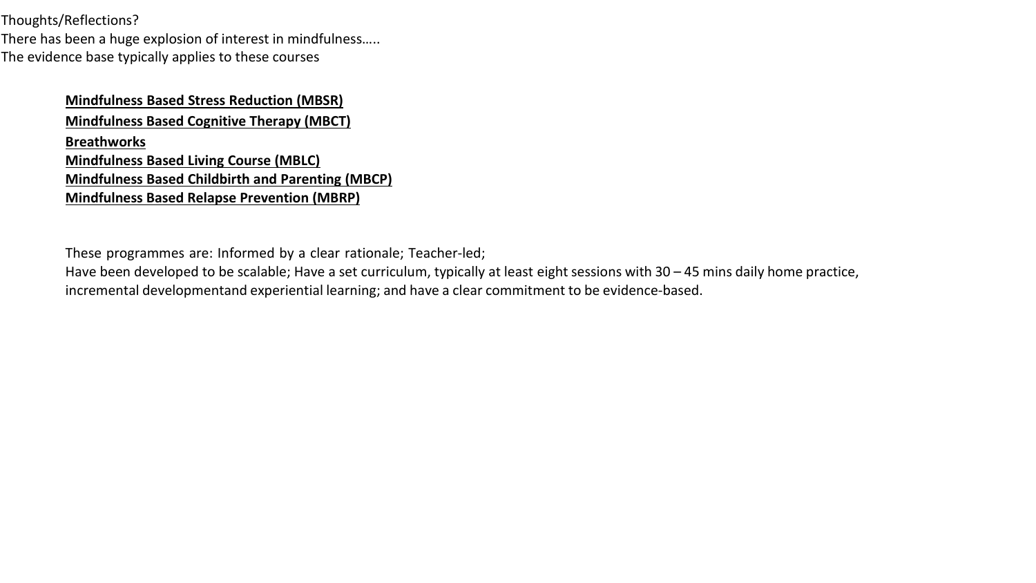Thoughts/Reflections?

There has been a huge explosion of interest in mindfulness…..

The evidence base typically applies to these courses

- **Mindfulness Based Stress Reduction (MBSR)**
- **Mindfulness Based Cognitive Therapy (MBCT)**
- **Breathworks**
- **Mindfulness Based Living Course (MBLC)**
- **Mindfulness Based Childbirth and Parenting (MBCP)**
- **Mindfulness Based Relapse Prevention (MBRP)**

These programmes are: Informed by a clear rationale; Teacher-led;
Have been developed to be scalable; Have a set curriculum, typically at least eight sessions with 30 – 45 mins daily home practice, incremental developmentand experiential learning; and have a clear commitment to be evidence-based.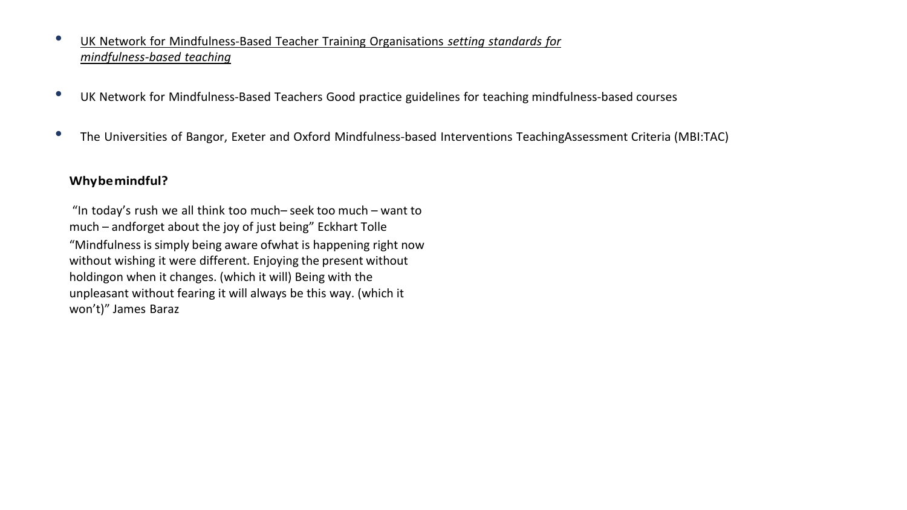- UK Network for Mindfulness-Based Teacher Training Organisations *setting standards for mindfulness-based teaching*

- UK Network for Mindfulness-Based Teachers Good practice guidelines for teaching mindfulness-based courses

- The Universities of Bangor, Exeter and Oxford Mindfulness-based Interventions TeachingAssessment Criteria (MBI:TAC)

**Whybemindful?**

"In today's rush we all think too much– seek too much – want to much – andforget about the joy of just being" Eckhart Tolle

"Mindfulness is simply being aware ofwhat is happening right now without wishing it were different. Enjoying the present without holdingon when it changes. (which it will) Being with the unpleasant without fearing it will always be this way. (which it won't)" James Baraz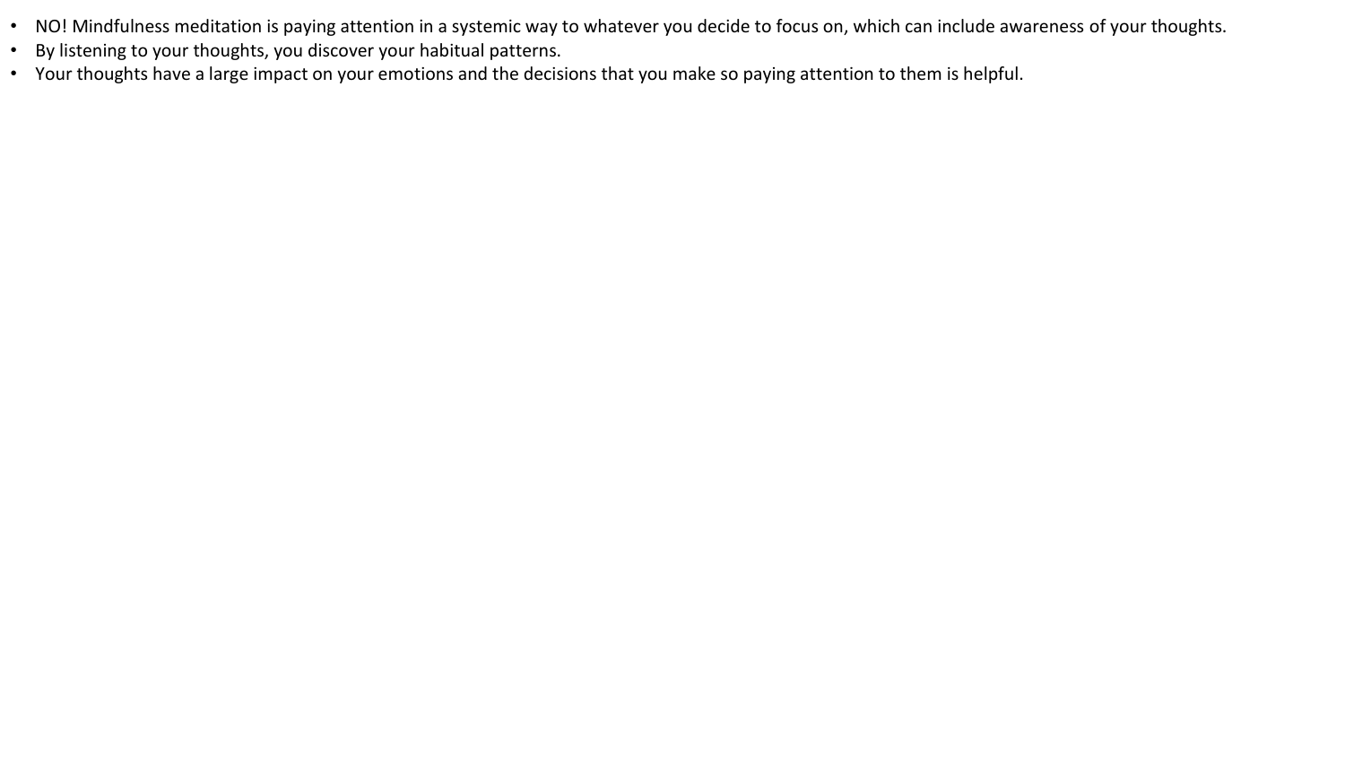- NO! Mindfulness meditation is paying attention in a systemic way to whatever you decide to focus on, which can include awareness of your thoughts.
- By listening to your thoughts, you discover your habitual patterns.
- Your thoughts have a large impact on your emotions and the decisions that you make so paying attention to them is helpful.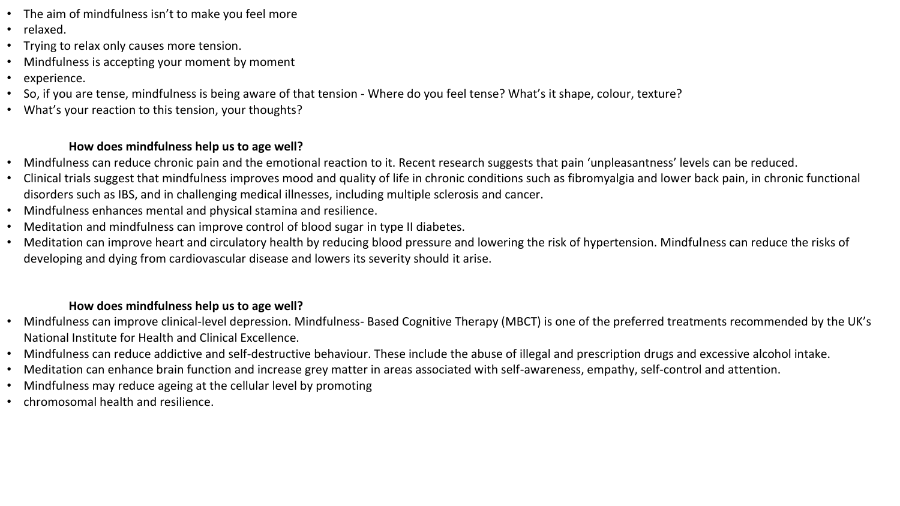- The aim of mindfulness isn't to make you feel more
- relaxed.
- Trying to relax only causes more tension.
- Mindfulness is accepting your moment by moment
- experience.
- So, if you are tense, mindfulness is being aware of that tension - Where do you feel tense? What's it shape, colour, texture?
- What's your reaction to this tension, your thoughts?

**How does mindfulness help us to age well?**

- Mindfulness can reduce chronic pain and the emotional reaction to it. Recent research suggests that pain 'unpleasantness' levels can be reduced.
- Clinical trials suggest that mindfulness improves mood and quality of life in chronic conditions such as fibromyalgia and lower back pain, in chronic functional disorders such as IBS, and in challenging medical illnesses, including multiple sclerosis and cancer.
- Mindfulness enhances mental and physical stamina and resilience.
- Meditation and mindfulness can improve control of blood sugar in type II diabetes.
- Meditation can improve heart and circulatory health by reducing blood pressure and lowering the risk of hypertension. Mindfulness can reduce the risks of developing and dying from cardiovascular disease and lowers its severity should it arise.

**How does mindfulness help us to age well?**

- Mindfulness can improve clinical-level depression. Mindfulness- Based Cognitive Therapy (MBCT) is one of the preferred treatments recommended by the UK's National Institute for Health and Clinical Excellence.
- Mindfulness can reduce addictive and self-destructive behaviour. These include the abuse of illegal and prescription drugs and excessive alcohol intake.
- Meditation can enhance brain function and increase grey matter in areas associated with self-awareness, empathy, self-control and attention.
- Mindfulness may reduce ageing at the cellular level by promoting
- chromosomal health and resilience.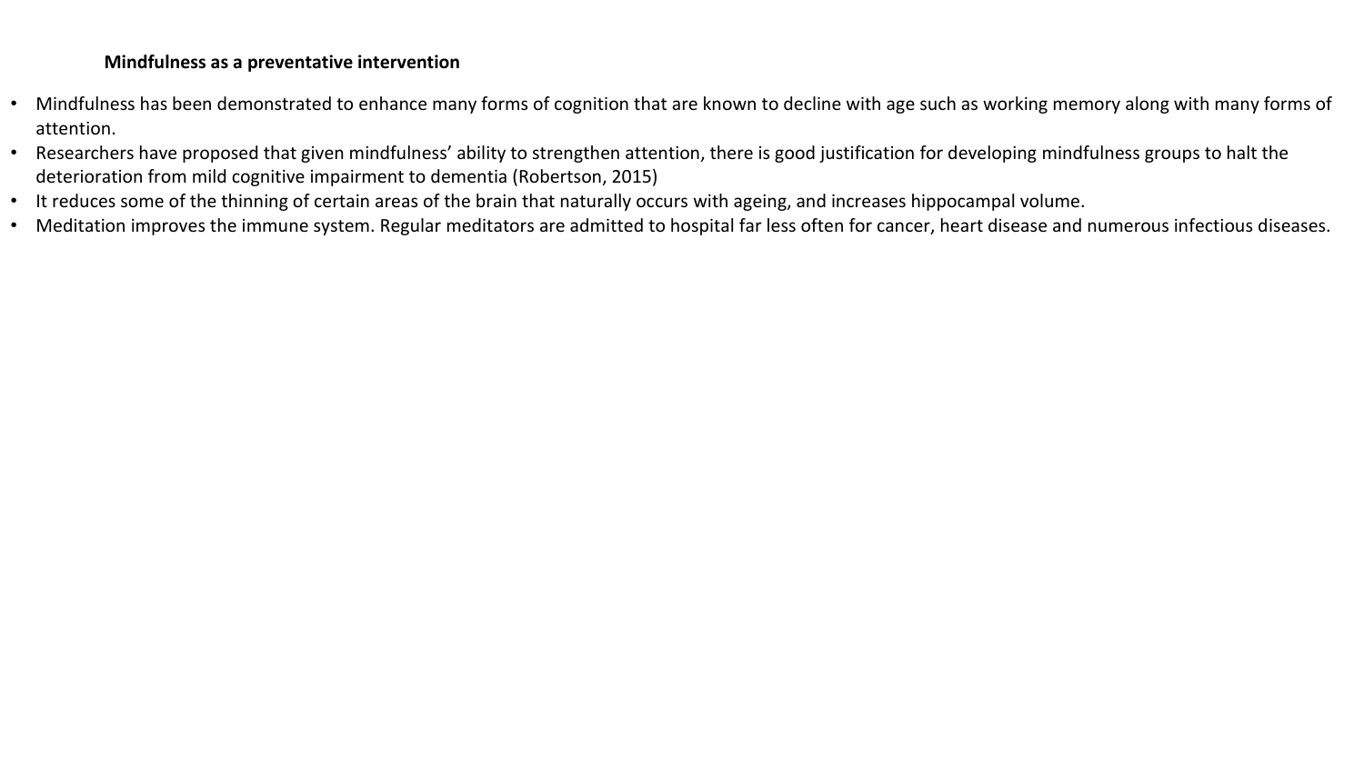**Mindfulness as a preventative intervention**

- Mindfulness has been demonstrated to enhance many forms of cognition that are known to decline with age such as working memory along with many forms of attention.
- Researchers have proposed that given mindfulness' ability to strengthen attention, there is good justification for developing mindfulness groups to halt the deterioration from mild cognitive impairment to dementia (Robertson, 2015)
- It reduces some of the thinning of certain areas of the brain that naturally occurs with ageing, and increases hippocampal volume.
- Meditation improves the immune system. Regular meditators are admitted to hospital far less often for cancer, heart disease and numerous infectious diseases.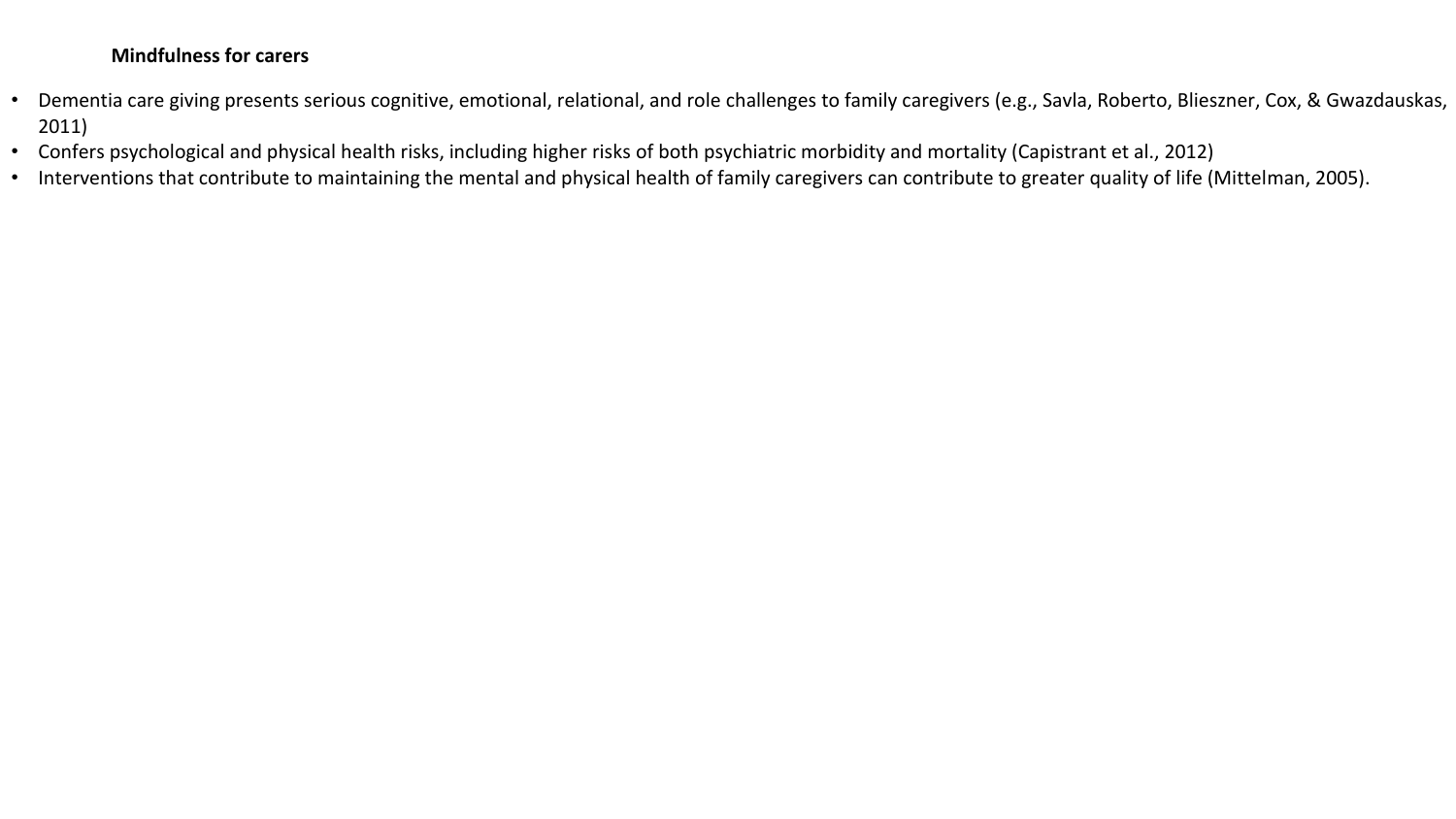**Mindfulness for carers**

- Dementia care giving presents serious cognitive, emotional, relational, and role challenges to family caregivers (e.g., Savla, Roberto, Blieszner, Cox, & Gwazdauskas, 2011)
- Confers psychological and physical health risks, including higher risks of both psychiatric morbidity and mortality (Capistrant et al., 2012)
- Interventions that contribute to maintaining the mental and physical health of family caregivers can contribute to greater quality of life (Mittelman, 2005).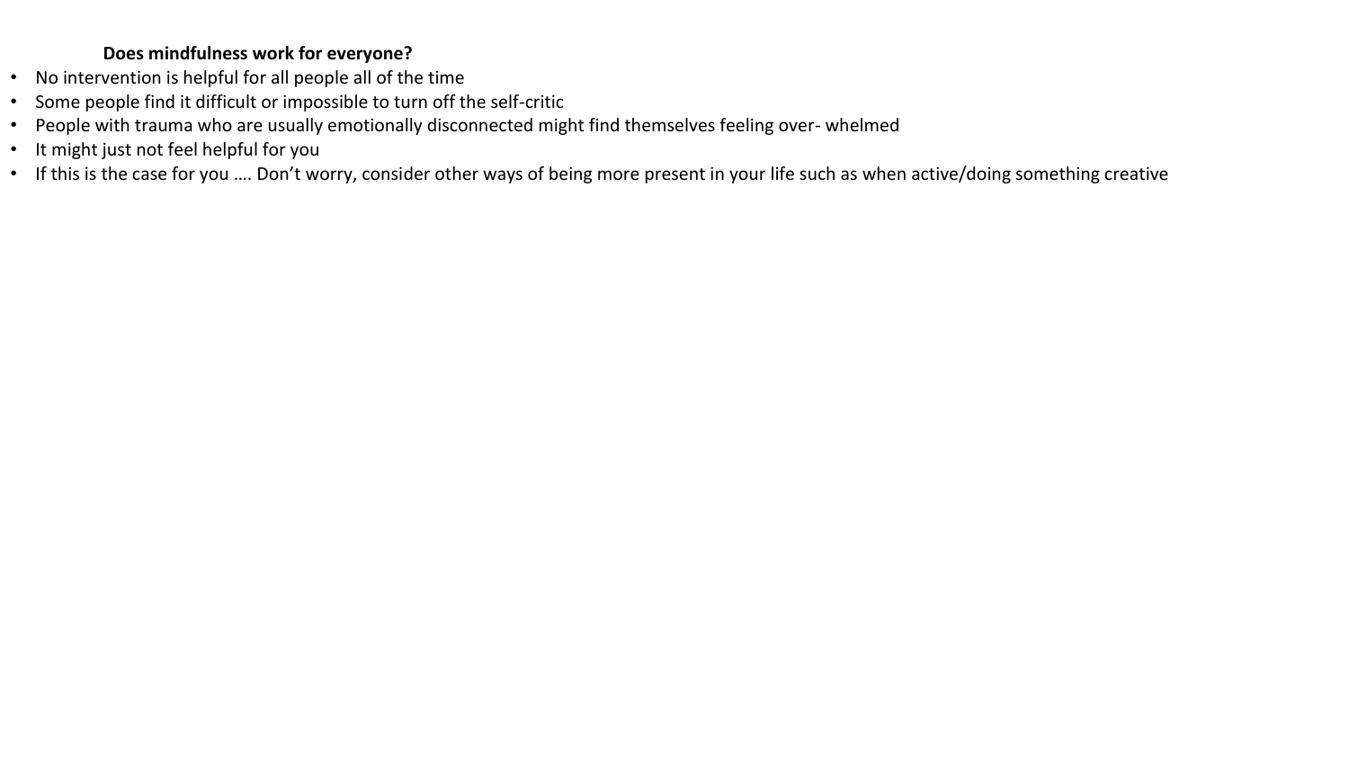**Does mindfulness work for everyone?**

- No intervention is helpful for all people all of the time
- Some people find it difficult or impossible to turn off the self-critic
- People with trauma who are usually emotionally disconnected might find themselves feeling over- whelmed
- It might just not feel helpful for you
- If this is the case for you …. Don't worry, consider other ways of being more present in your life such as when active/doing something creative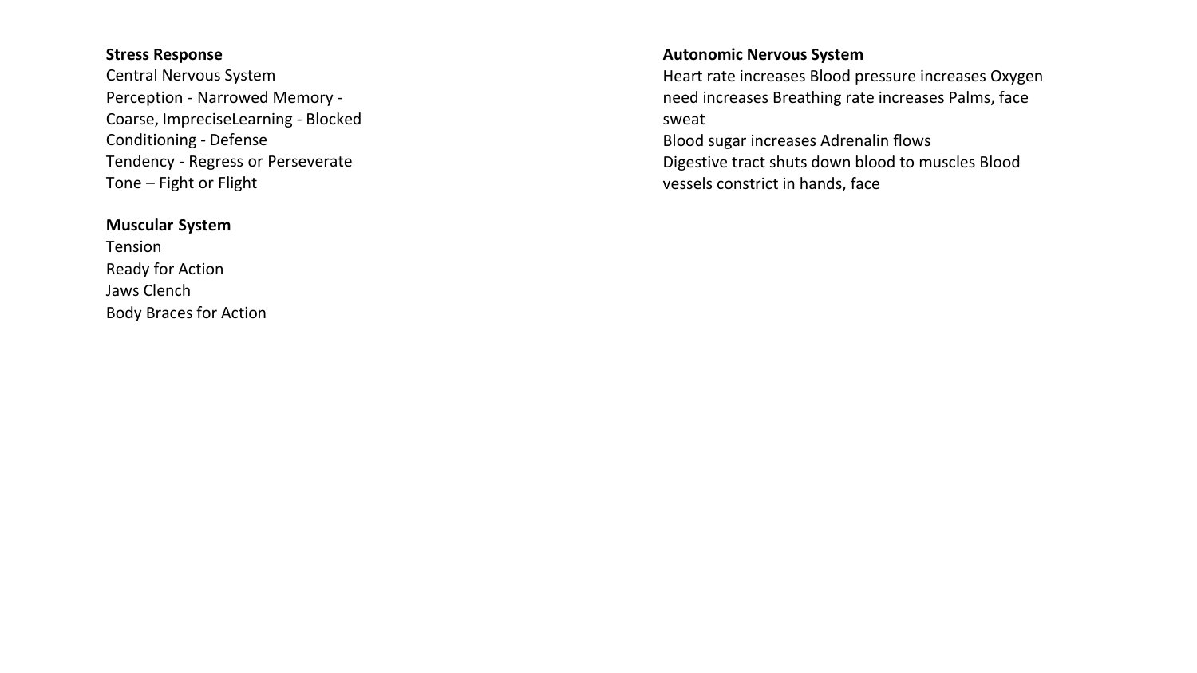**Stress Response**

Central Nervous System

Perception - Narrowed Memory - Coarse, ImpreciseLearning - Blocked

Conditioning - Defense

Tendency - Regress or Perseverate

Tone – Fight or Flight

**Muscular System**

Tension

Ready for Action

Jaws Clench

Body Braces for Action

**Autonomic Nervous System**

Heart rate increases Blood pressure increases Oxygen need increases Breathing rate increases Palms, face sweat

Blood sugar increases Adrenalin flows

Digestive tract shuts down blood to muscles Blood vessels constrict in hands, face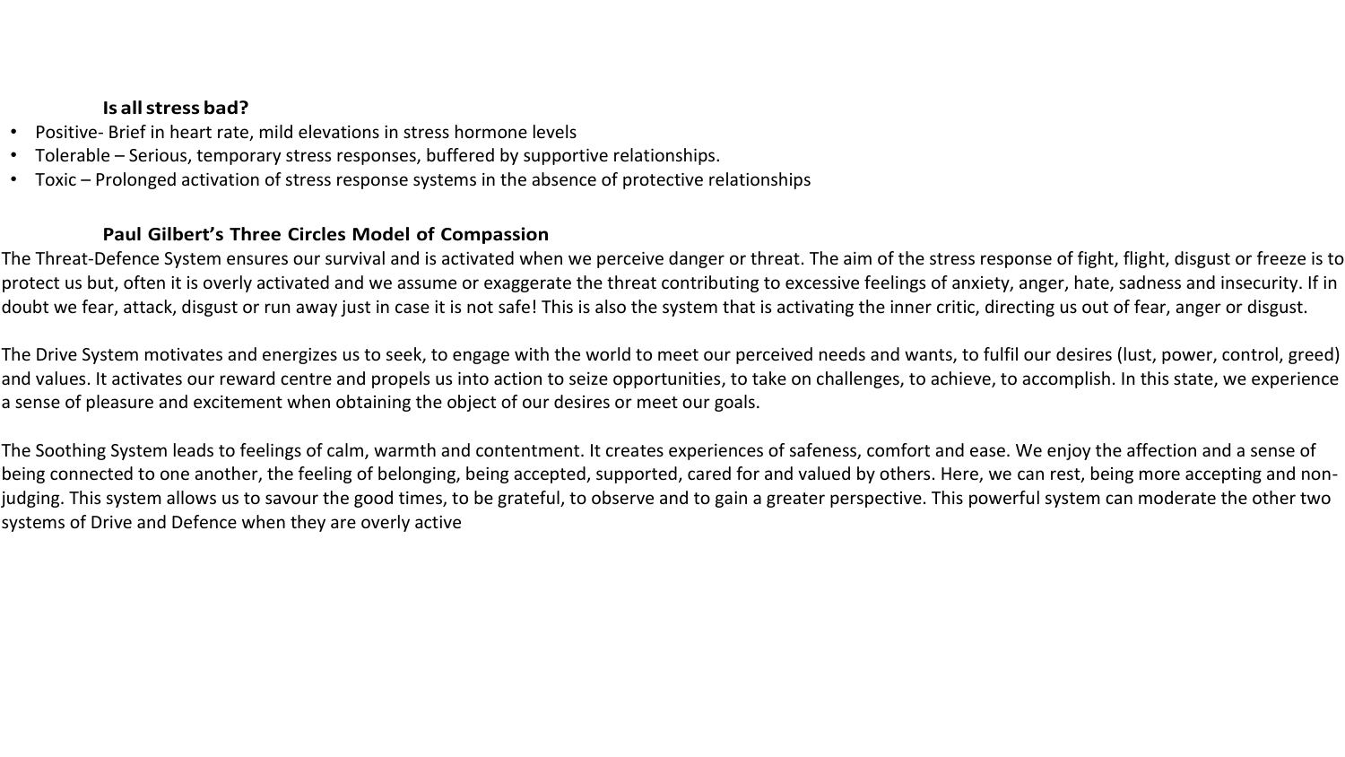## Is all stress bad?

- Positive- Brief in heart rate, mild elevations in stress hormone levels
- Tolerable – Serious, temporary stress responses, buffered by supportive relationships.
- Toxic – Prolonged activation of stress response systems in the absence of protective relationships

## Paul Gilbert's Three Circles Model of Compassion

The Threat-Defence System ensures our survival and is activated when we perceive danger or threat. The aim of the stress response of fight, flight, disgust or freeze is to protect us but, often it is overly activated and we assume or exaggerate the threat contributing to excessive feelings of anxiety, anger, hate, sadness and insecurity. If in doubt we fear, attack, disgust or run away just in case it is not safe! This is also the system that is activating the inner critic, directing us out of fear, anger or disgust.

The Drive System motivates and energizes us to seek, to engage with the world to meet our perceived needs and wants, to fulfil our desires (lust, power, control, greed) and values. It activates our reward centre and propels us into action to seize opportunities, to take on challenges, to achieve, to accomplish. In this state, we experience a sense of pleasure and excitement when obtaining the object of our desires or meet our goals.

The Soothing System leads to feelings of calm, warmth and contentment. It creates experiences of safeness, comfort and ease. We enjoy the affection and a sense of being connected to one another, the feeling of belonging, being accepted, supported, cared for and valued by others. Here, we can rest, being more accepting and non-judging. This system allows us to savour the good times, to be grateful, to observe and to gain a greater perspective. This powerful system can moderate the other two systems of Drive and Defence when they are overly active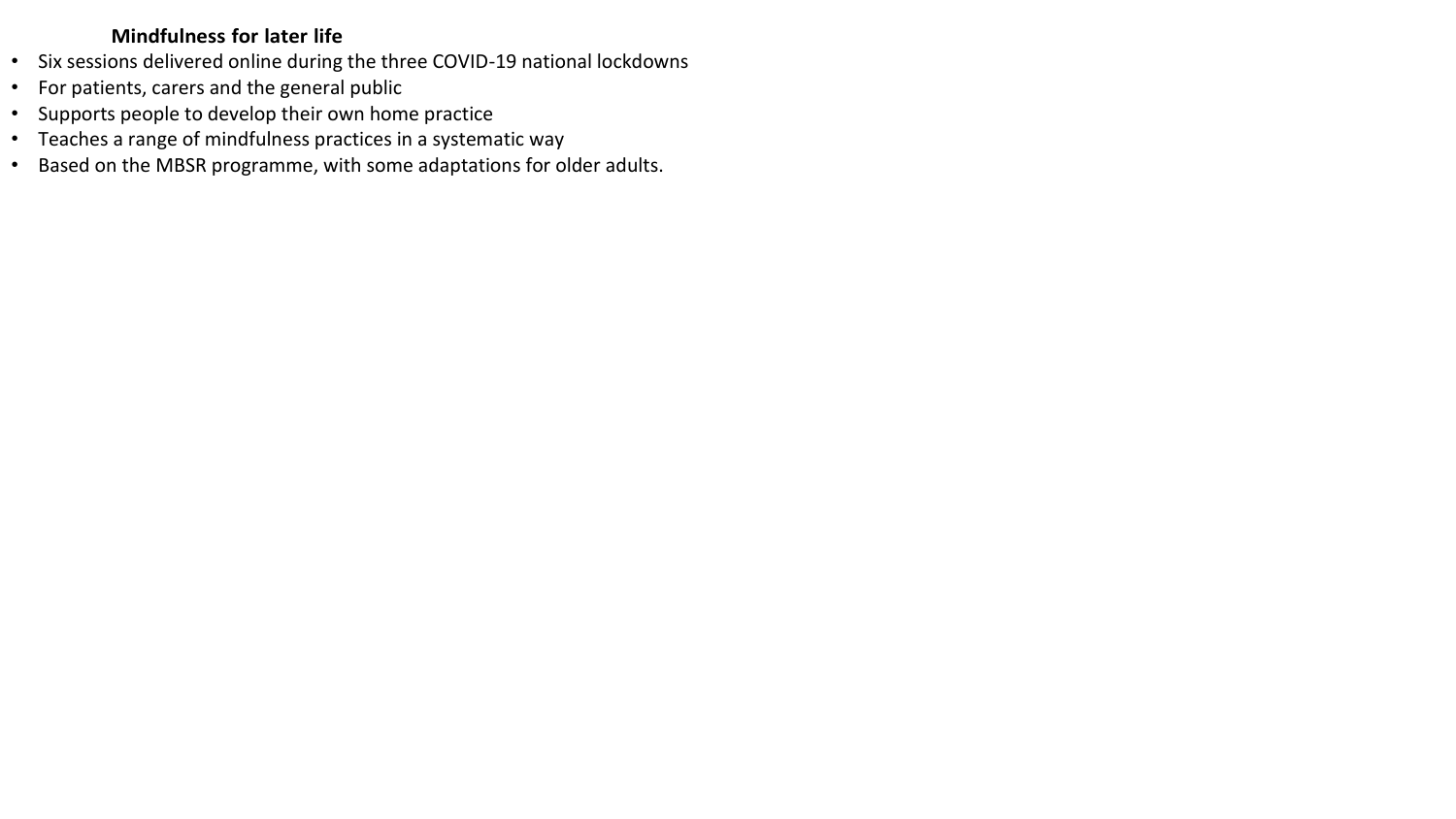**Mindfulness for later life**

- Six sessions delivered online during the three COVID-19 national lockdowns
- For patients, carers and the general public
- Supports people to develop their own home practice
- Teaches a range of mindfulness practices in a systematic way
- Based on the MBSR programme, with some adaptations for older adults.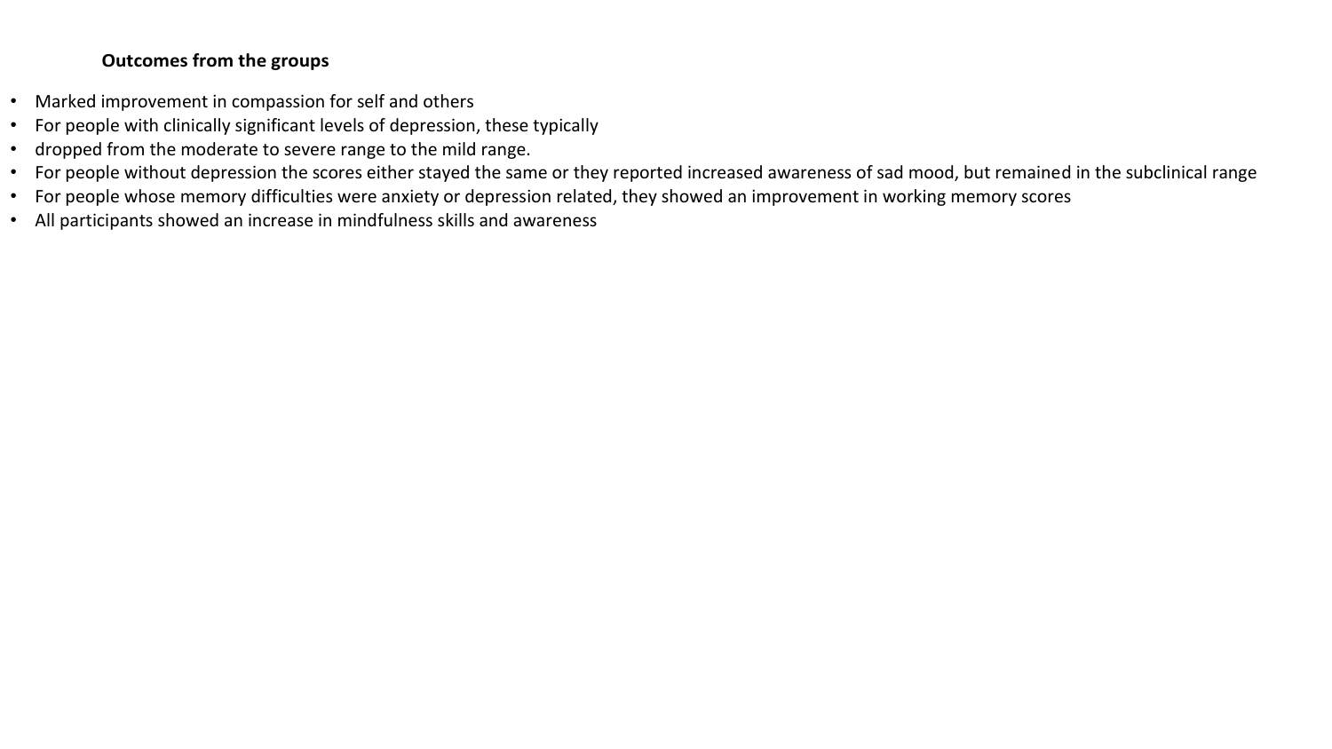**Outcomes from the groups**

- Marked improvement in compassion for self and others
- For people with clinically significant levels of depression, these typically
- dropped from the moderate to severe range to the mild range.
- For people without depression the scores either stayed the same or they reported increased awareness of sad mood, but remained in the subclinical range
- For people whose memory difficulties were anxiety or depression related, they showed an improvement in working memory scores
- All participants showed an increase in mindfulness skills and awareness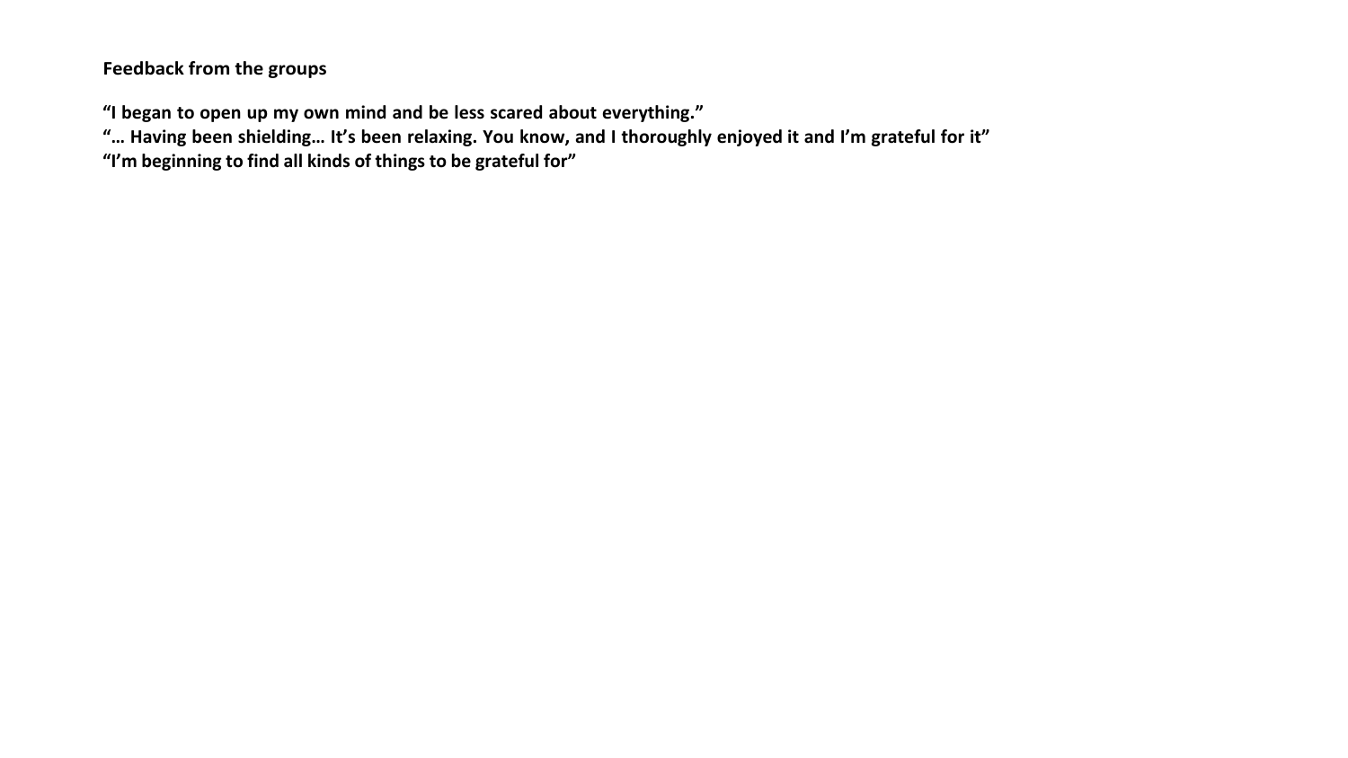**Feedback from the groups**

**“I began to open up my own mind and be less scared about everything.”**
**“… Having been shielding… It’s been relaxing. You know, and I thoroughly enjoyed it and I’m grateful for it”**
**“I’m beginning to find all kinds of things to be grateful for”**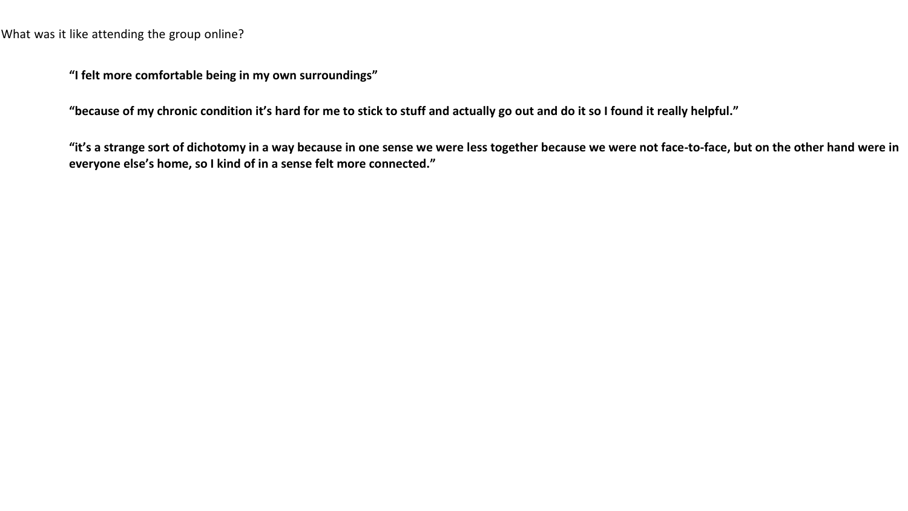What was it like attending the group online?

**"I felt more comfortable being in my own surroundings"**

**"because of my chronic condition it's hard for me to stick to stuff and actually go out and do it so I found it really helpful."**

**"it's a strange sort of dichotomy in a way because in one sense we were less together because we were not face-to-face, but on the other hand were in everyone else's home, so I kind of in a sense felt more connected."**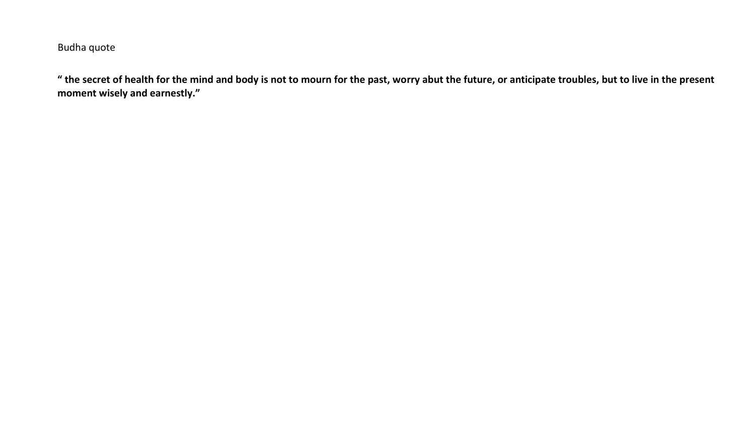Budha quote

**“ the secret of health for the mind and body is not to mourn for the past, worry abut the future, or anticipate troubles, but to live in the present moment wisely and earnestly.”**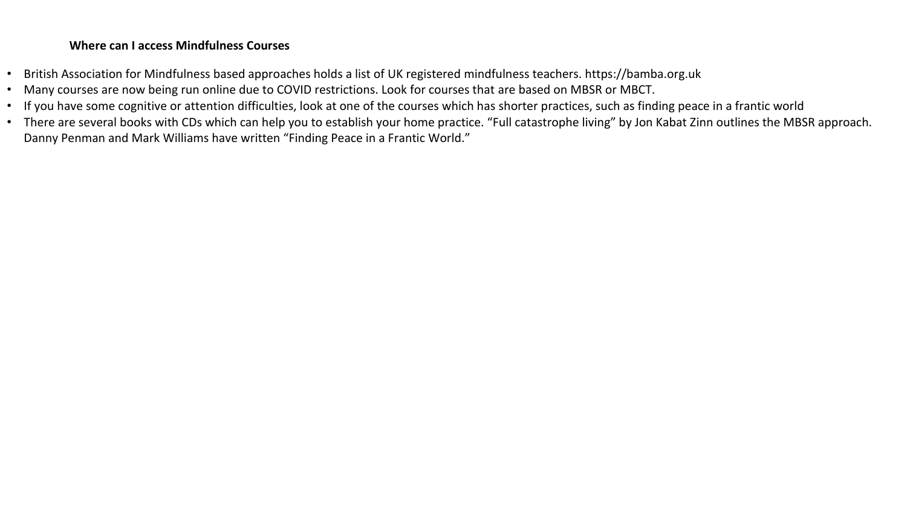**Where can I access Mindfulness Courses**

- British Association for Mindfulness based approaches holds a list of UK registered mindfulness teachers. https://bamba.org.uk
- Many courses are now being run online due to COVID restrictions. Look for courses that are based on MBSR or MBCT.
- If you have some cognitive or attention difficulties, look at one of the courses which has shorter practices, such as finding peace in a frantic world
- There are several books with CDs which can help you to establish your home practice. “Full catastrophe living” by Jon Kabat Zinn outlines the MBSR approach. Danny Penman and Mark Williams have written “Finding Peace in a Frantic World.”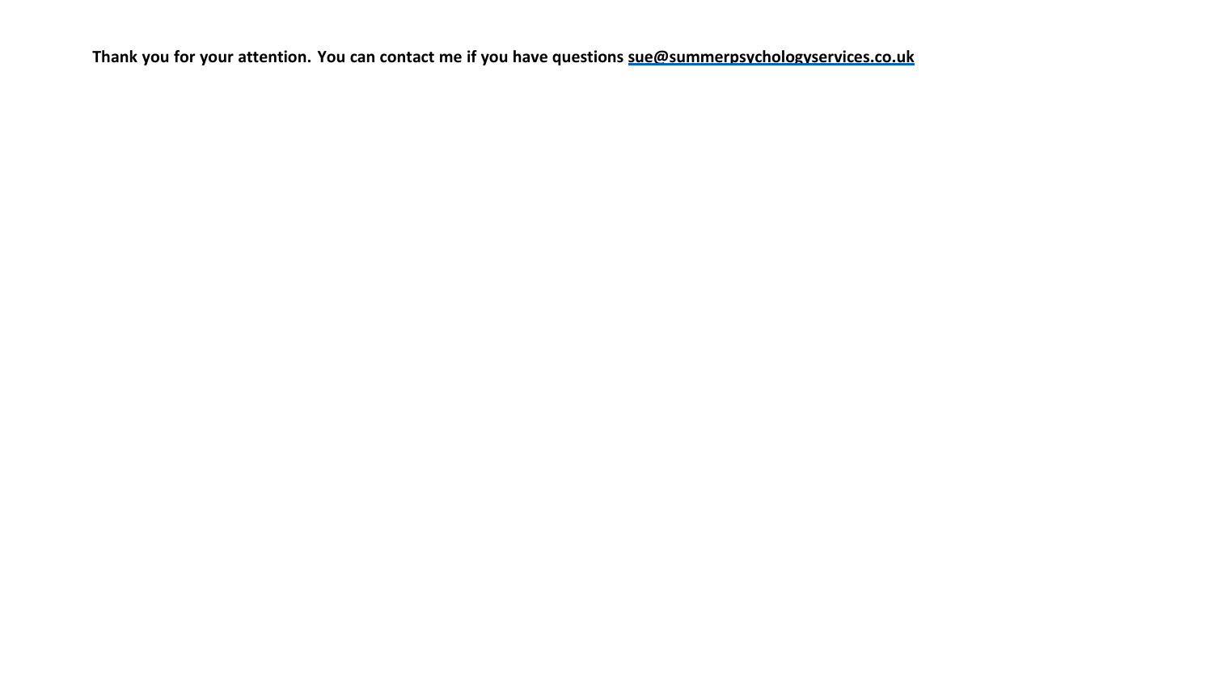**Thank you for your attention. You can contact me if you have questions [sue@summerpsychologyservices.co.uk](mailto:sue@summerpsychologyservices.co.uk)**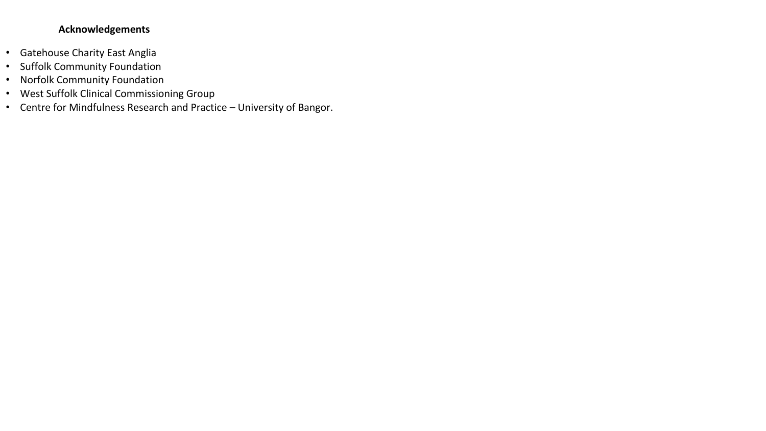**Acknowledgements**

- Gatehouse Charity East Anglia
- Suffolk Community Foundation
- Norfolk Community Foundation
- West Suffolk Clinical Commissioning Group
- Centre for Mindfulness Research and Practice – University of Bangor.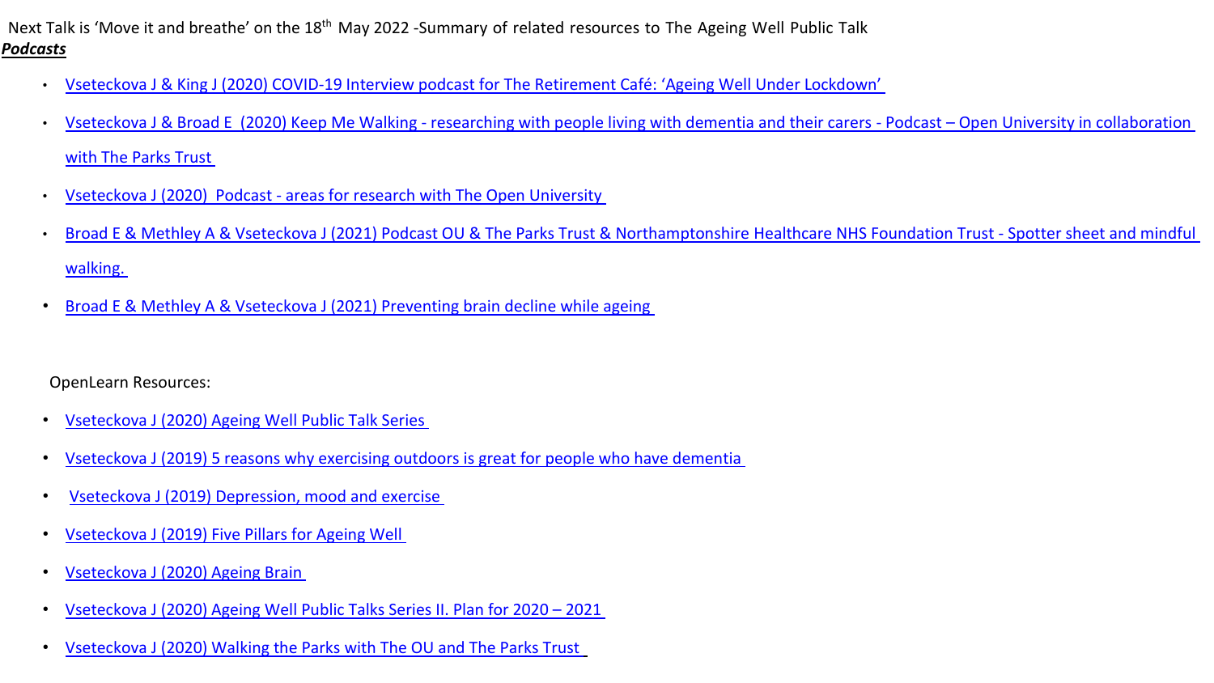Next Talk is 'Move it and breathe' on the 18th May 2022 -Summary of related resources to The Ageing Well Public Talk

***Podcasts***

- Vseteckova J & King J (2020) COVID-19 Interview podcast for The Retirement Café: 'Ageing Well Under Lockdown'
- Vseteckova J & Broad E (2020) Keep Me Walking - researching with people living with dementia and their carers - Podcast – Open University in collaboration with The Parks Trust
- Vseteckova J (2020) Podcast - areas for research with The Open University
- Broad E & Methley A & Vseteckova J (2021) Podcast OU & The Parks Trust & Northamptonshire Healthcare NHS Foundation Trust - Spotter sheet and mindful walking.
- Broad E & Methley A & Vseteckova J (2021) Preventing brain decline while ageing

OpenLearn Resources:

- Vseteckova J (2020) Ageing Well Public Talk Series
- Vseteckova J (2019) 5 reasons why exercising outdoors is great for people who have dementia
- Vseteckova J (2019) Depression, mood and exercise
- Vseteckova J (2019) Five Pillars for Ageing Well
- Vseteckova J (2020) Ageing Brain
- Vseteckova J (2020) Ageing Well Public Talks Series II. Plan for 2020 – 2021
- Vseteckova J (2020) Walking the Parks with The OU and The Parks Trust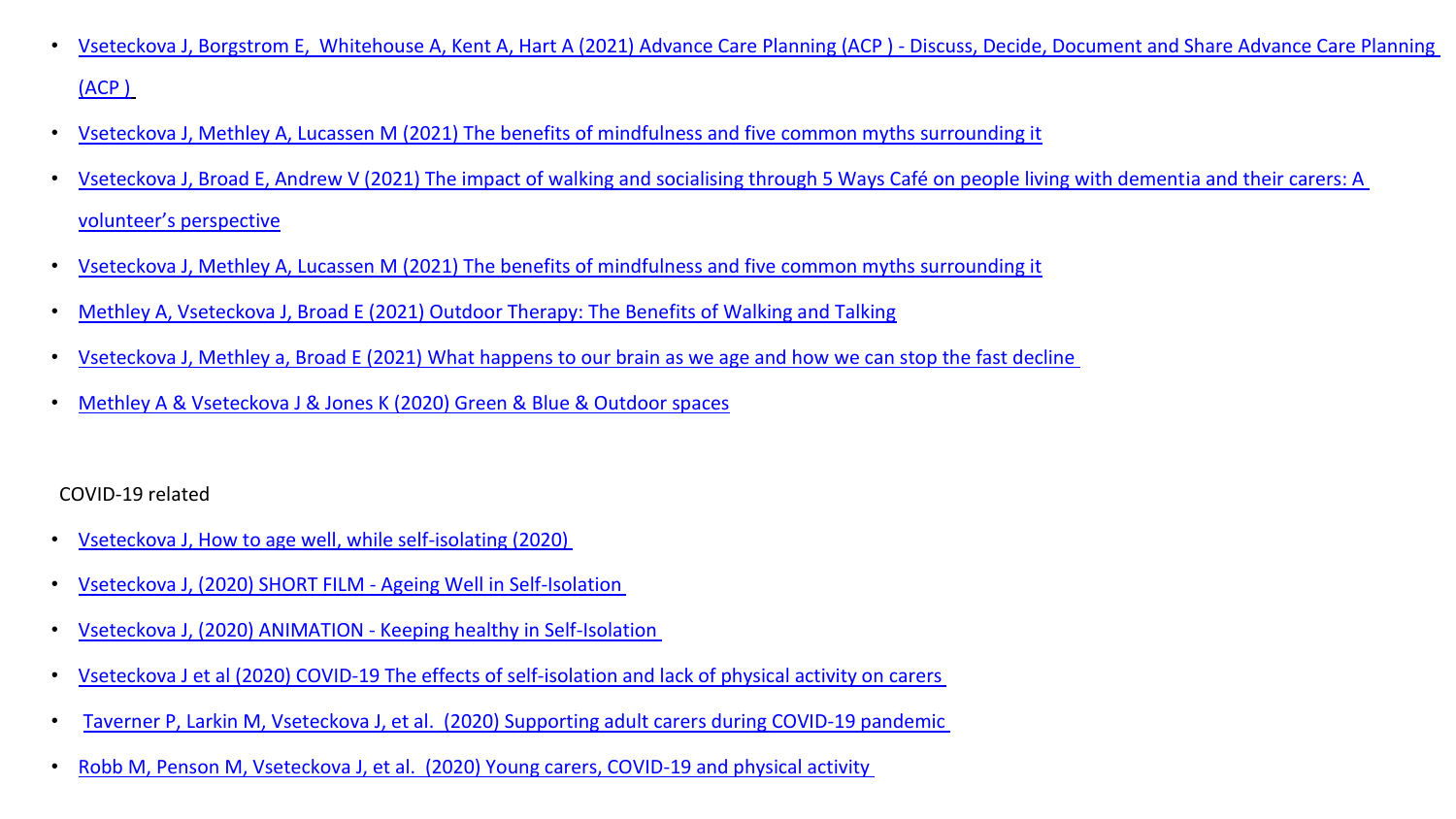- Vseteckova J, Borgstrom E, Whitehouse A, Kent A, Hart A (2021) Advance Care Planning (ACP ) - Discuss, Decide, Document and Share Advance Care Planning (ACP )
- Vseteckova J, Methley A, Lucassen M (2021) The benefits of mindfulness and five common myths surrounding it
- Vseteckova J, Broad E, Andrew V (2021) The impact of walking and socialising through 5 Ways Café on people living with dementia and their carers: A volunteer's perspective
- Vseteckova J, Methley A, Lucassen M (2021) The benefits of mindfulness and five common myths surrounding it
- Methley A, Vseteckova J, Broad E (2021) Outdoor Therapy: The Benefits of Walking and Talking
- Vseteckova J, Methley a, Broad E (2021) What happens to our brain as we age and how we can stop the fast decline
- Methley A & Vseteckova J & Jones K (2020) Green & Blue & Outdoor spaces

COVID-19 related

- Vseteckova J, How to age well, while self-isolating (2020)
- Vseteckova J, (2020) SHORT FILM - Ageing Well in Self-Isolation
- Vseteckova J, (2020) ANIMATION - Keeping healthy in Self-Isolation
- Vseteckova J et al (2020) COVID-19 The effects of self-isolation and lack of physical activity on carers
- Taverner P, Larkin M, Vseteckova J, et al. (2020) Supporting adult carers during COVID-19 pandemic
- Robb M, Penson M, Vseteckova J, et al. (2020) Young carers, COVID-19 and physical activity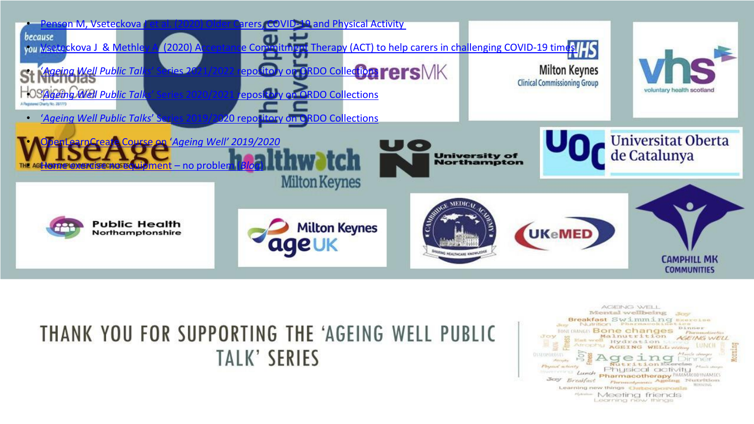- Penson M, Vseteckova J et al. (2020) Older Carers, COVID-19 and Physical Activity
- Vseteckova J & Methley A (2020) Acceptance Commitment Therapy (ACT) to help carers in challenging COVID-19 times
- *'Ageing Well Public Talks' Series 2021/2022 repository on ORDO Collections*
- *'Ageing Well Public Talks' Series 2020/2021 repository on ORDO Collections*
- *'Ageing Well Public Talks' Series 2019/2020 repository on ORDO Collections*
- OpenLearnCreate Course on *'Ageing Well' 2019/2020*
- Home exercise no equipment – no problem (*Blog*)

# THANK YOU FOR SUPPORTING THE 'AGEING WELL PUBLIC TALK' SERIES